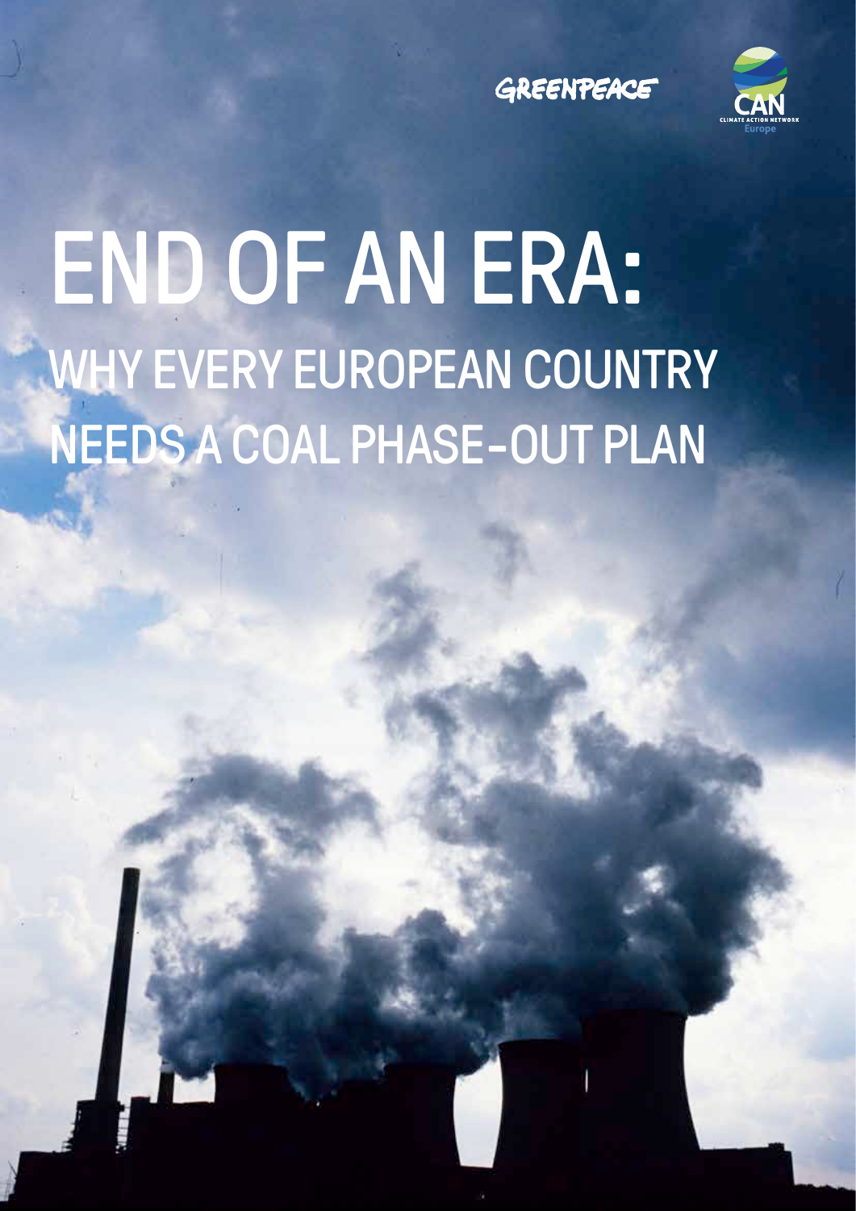GREENPEACE

CAN
CLIMATE ACTION NETWORK
Europe

# END OF AN ERA:

## WHY EVERY EUROPEAN COUNTRY NEEDS A COAL PHASE-OUT PLAN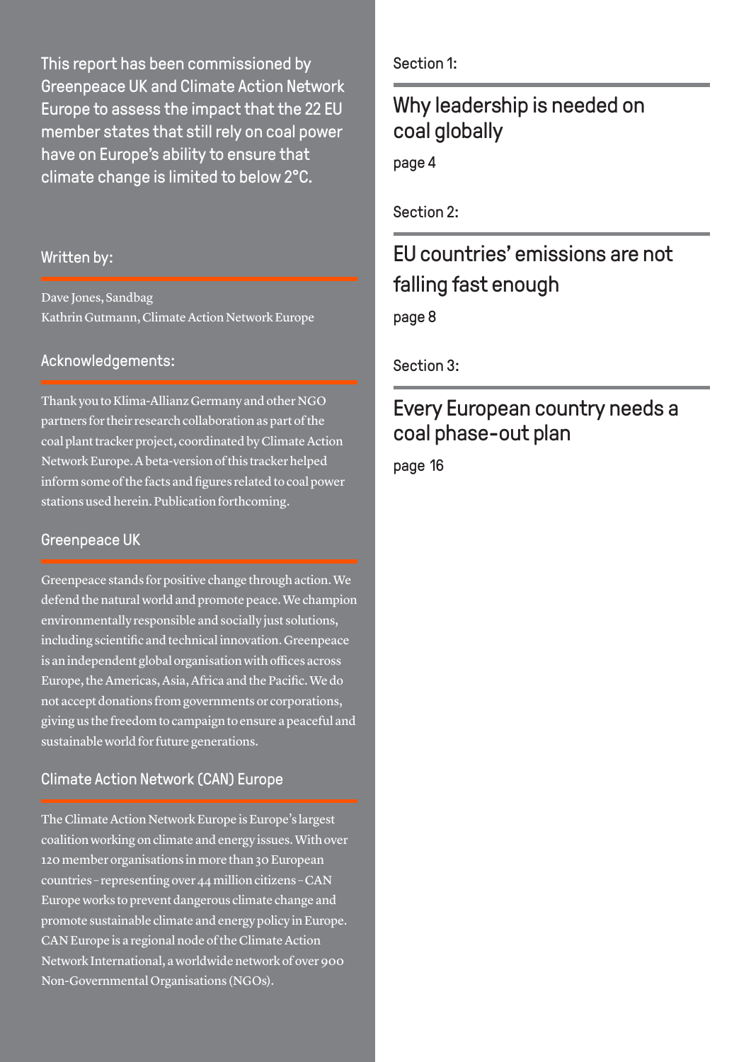This report has been commissioned by Greenpeace UK and Climate Action Network Europe to assess the impact that the 22 EU member states that still rely on coal power have on Europe's ability to ensure that climate change is limited to below 2°C.

### Written by:

Dave Jones, Sandbag
Kathrin Gutmann, Climate Action Network Europe

### Acknowledgements:

Thank you to Klima-Allianz Germany and other NGO partners for their research collaboration as part of the coal plant tracker project, coordinated by Climate Action Network Europe. A beta-version of this tracker helped inform some of the facts and figures related to coal power stations used herein. Publication forthcoming.

### Greenpeace UK

Greenpeace stands for positive change through action. We defend the natural world and promote peace. We champion environmentally responsible and socially just solutions, including scientific and technical innovation. Greenpeace is an independent global organisation with offices across Europe, the Americas, Asia, Africa and the Pacific. We do not accept donations from governments or corporations, giving us the freedom to campaign to ensure a peaceful and sustainable world for future generations.

### Climate Action Network (CAN) Europe

The Climate Action Network Europe is Europe's largest coalition working on climate and energy issues. With over 120 member organisations in more than 30 European countries – representing over 44 million citizens – CAN Europe works to prevent dangerous climate change and promote sustainable climate and energy policy in Europe. CAN Europe is a regional node of the Climate Action Network International, a worldwide network of over 900 Non-Governmental Organisations (NGOs).

Section 1:

## Why leadership is needed on coal globally

page 4

Section 2:

## EU countries' emissions are not falling fast enough

page 8

Section 3:

## Every European country needs a coal phase-out plan

page 16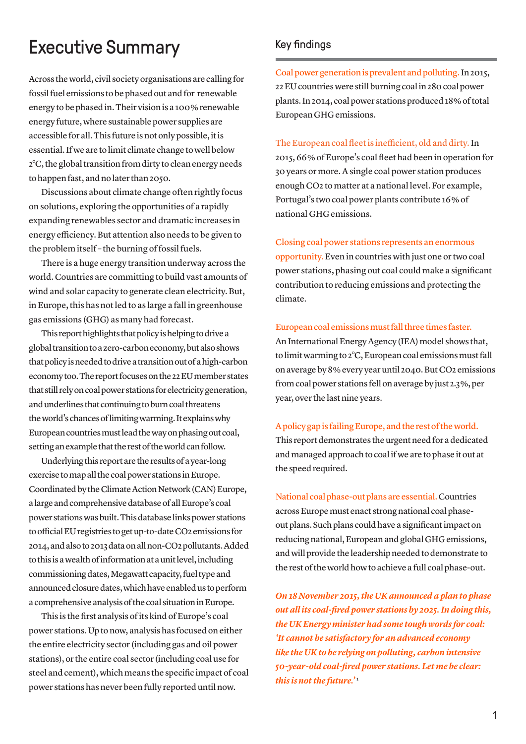# Executive Summary

Across the world, civil society organisations are calling for fossil fuel emissions to be phased out and for renewable energy to be phased in. Their vision is a 100% renewable energy future, where sustainable power supplies are accessible for all. This future is not only possible, it is essential. If we are to limit climate change to well below 2°C, the global transition from dirty to clean energy needs to happen fast, and no later than 2050.

Discussions about climate change often rightly focus on solutions, exploring the opportunities of a rapidly expanding renewables sector and dramatic increases in energy efficiency. But attention also needs to be given to the problem itself – the burning of fossil fuels.

There is a huge energy transition underway across the world. Countries are committing to build vast amounts of wind and solar capacity to generate clean electricity. But, in Europe, this has not led to as large a fall in greenhouse gas emissions (GHG) as many had forecast.

This report highlights that policy is helping to drive a global transition to a zero-carbon economy, but also shows that policy is needed to drive a transition out of a high-carbon economy too. The report focuses on the 22 EU member states that still rely on coal power stations for electricity generation, and underlines that continuing to burn coal threatens the world's chances of limiting warming. It explains why European countries must lead the way on phasing out coal, setting an example that the rest of the world can follow.

Underlying this report are the results of a year-long exercise to map all the coal power stations in Europe. Coordinated by the Climate Action Network (CAN) Europe, a large and comprehensive database of all Europe's coal power stations was built. This database links power stations to official EU registries to get up-to-date $CO_2$ emissions for 2014, and also to 2013 data on all non-$CO_2$ pollutants. Added to this is a wealth of information at a unit level, including commissioning dates, Megawatt capacity, fuel type and announced closure dates, which have enabled us to perform a comprehensive analysis of the coal situation in Europe.

This is the first analysis of its kind of Europe's coal power stations. Up to now, analysis has focused on either the entire electricity sector (including gas and oil power stations), or the entire coal sector (including coal use for steel and cement), which means the specific impact of coal power stations has never been fully reported until now.

## Key findings

**Coal power generation is prevalent and polluting.** In 2015, 22 EU countries were still burning coal in 280 coal power plants. In 2014, coal power stations produced 18% of total European GHG emissions.

**The European coal fleet is inefficient, old and dirty.** In 2015, 66% of Europe's coal fleet had been in operation for 30 years or more. A single coal power station produces enough $CO_2$ to matter at a national level. For example, Portugal's two coal power plants contribute 16% of national GHG emissions.

**Closing coal power stations represents an enormous opportunity.** Even in countries with just one or two coal power stations, phasing out coal could make a significant contribution to reducing emissions and protecting the climate.

**European coal emissions must fall three times faster.** An International Energy Agency (IEA) model shows that, to limit warming to 2°C, European coal emissions must fall on average by 8% every year until 2040. But $CO_2$ emissions from coal power stations fell on average by just 2.3%, per year, over the last nine years.

**A policy gap is failing Europe, and the rest of the world.** This report demonstrates the urgent need for a dedicated and managed approach to coal if we are to phase it out at the speed required.

**National coal phase-out plans are essential.** Countries across Europe must enact strong national coal phase-out plans. Such plans could have a significant impact on reducing national, European and global GHG emissions, and will provide the leadership needed to demonstrate to the rest of the world how to achieve a full coal phase-out.

*On 18 November 2015, the UK announced a plan to phase out all its coal-fired power stations by 2025. In doing this, the UK Energy minister had some tough words for coal: 'It cannot be satisfactory for an advanced economy like the UK to be relying on polluting, carbon intensive 50-year-old coal-fired power stations. Let me be clear: this is not the future.'* [1]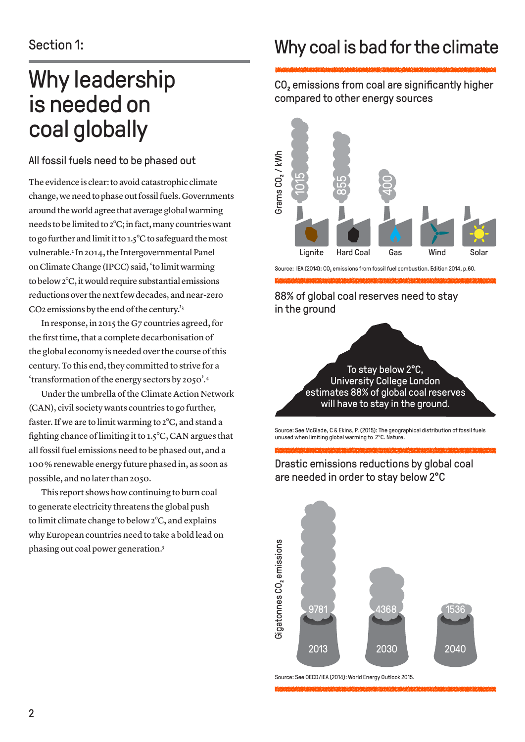Section 1:

# Why leadership is needed on coal globally

## All fossil fuels need to be phased out

The evidence is clear: to avoid catastrophic climate change, we need to phase out fossil fuels. Governments around the world agree that average global warming needs to be limited to 2°C; in fact, many countries want to go further and limit it to 1.5°C to safeguard the most vulnerable.[2] In 2014, the Intergovernmental Panel on Climate Change (IPCC) said, 'to limit warming to below 2°C, it would require substantial emissions reductions over the next few decades, and near-zero CO2 emissions by the end of the century.'[3]

In response, in 2015 the G7 countries agreed, for the first time, that a complete decarbonisation of the global economy is needed over the course of this century. To this end, they committed to strive for a 'transformation of the energy sectors by 2050'.[4]

Under the umbrella of the Climate Action Network (CAN), civil society wants countries to go further, faster. If we are to limit warming to 2°C, and stand a fighting chance of limiting it to 1.5°C, CAN argues that all fossil fuel emissions need to be phased out, and a 100% renewable energy future phased in, as soon as possible, and no later than 2050.

This report shows how continuing to burn coal to generate electricity threatens the global push to limit climate change to below 2°C, and explains why European countries need to take a bold lead on phasing out coal power generation.[5]

## Why coal is bad for the climate

### $CO_2$ emissions from coal are significantly higher compared to other energy sources

| Energy source | Grams $CO_2$ / kWh |
|---|---|
| Lignite | 1015 |
| Hard Coal | 855 |
| Gas | 400 |
| Wind | |
| Solar | |

Source: IEA (2014): $CO_2$ emissions from fossil fuel combustion. Edition 2014, p.60.

### 88% of global coal reserves need to stay in the ground

To stay below 2°C, University College London estimates 88% of global coal reserves will have to stay in the ground.

Source: See McGlade, C & Ekins, P. (2015): The geographical distribution of fossil fuels unused when limiting global warming to 2°C. Nature.

### Drastic emissions reductions by global coal are needed in order to stay below 2°C

| Year | Gigatonnes $CO_2$ emissions |
|---|---|
| 2013 | 9781 |
| 2030 | 4368 |
| 2040 | 1536 |

Source: See OECD/IEA (2014): World Energy Outlook 2015.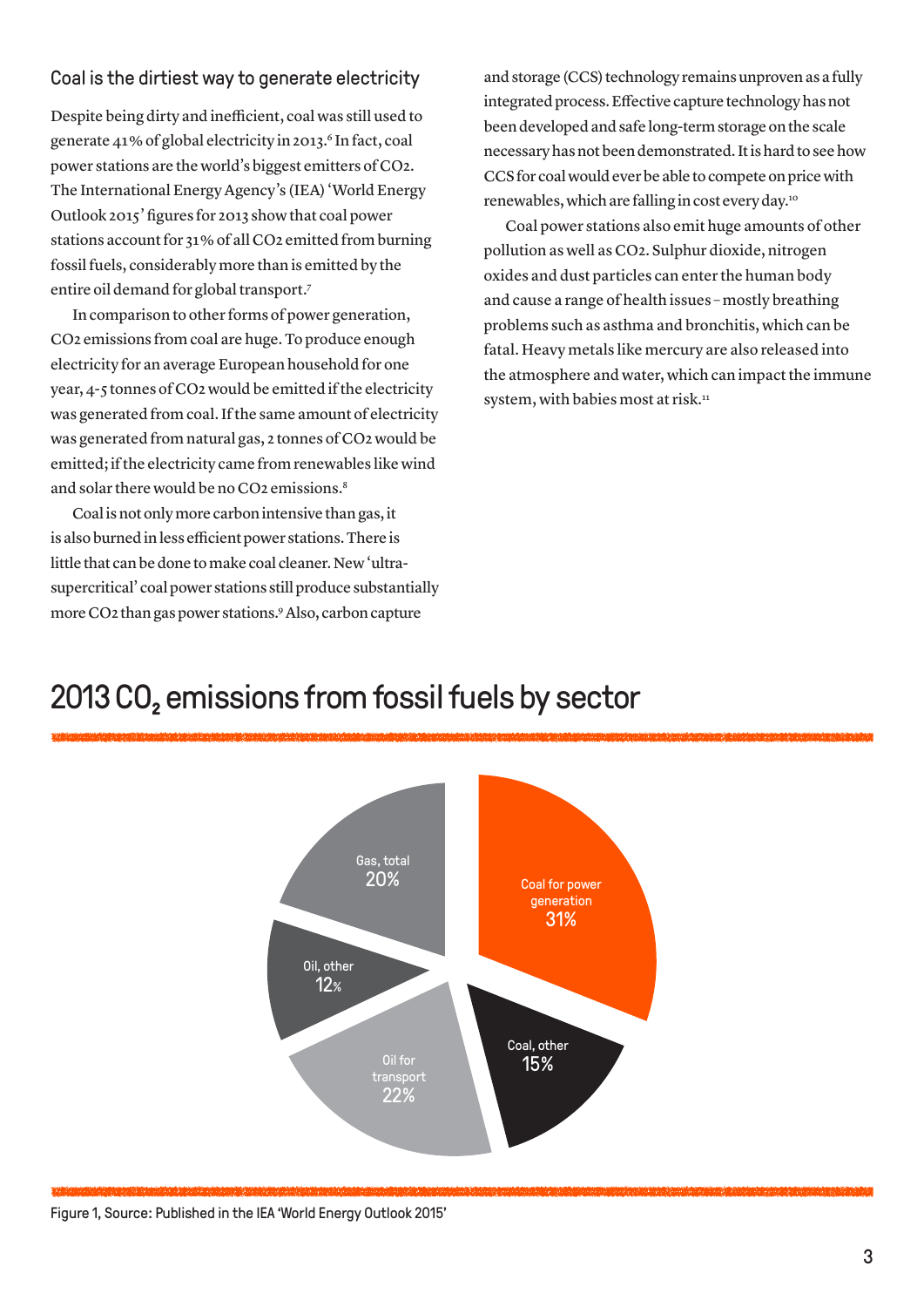## Coal is the dirtiest way to generate electricity

Despite being dirty and inefficient, coal was still used to generate 41% of global electricity in 2013.[6] In fact, coal power stations are the world's biggest emitters of $CO_2$. The International Energy Agency's (IEA) 'World Energy Outlook 2015' figures for 2013 show that coal power stations account for 31% of all $CO_2$ emitted from burning fossil fuels, considerably more than is emitted by the entire oil demand for global transport.[7]

In comparison to other forms of power generation, $CO_2$ emissions from coal are huge. To produce enough electricity for an average European household for one year, 4-5 tonnes of $CO_2$ would be emitted if the electricity was generated from coal. If the same amount of electricity was generated from natural gas, 2 tonnes of $CO_2$ would be emitted; if the electricity came from renewables like wind and solar there would be no $CO_2$ emissions.[8]

Coal is not only more carbon intensive than gas, it is also burned in less efficient power stations. There is little that can be done to make coal cleaner. New 'ultra-supercritical' coal power stations still produce substantially more $CO_2$ than gas power stations.[9] Also, carbon capture and storage (CCS) technology remains unproven as a fully integrated process. Effective capture technology has not been developed and safe long-term storage on the scale necessary has not been demonstrated. It is hard to see how CCS for coal would ever be able to compete on price with renewables, which are falling in cost every day.[10]

Coal power stations also emit huge amounts of other pollution as well as $CO_2$. Sulphur dioxide, nitrogen oxides and dust particles can enter the human body and cause a range of health issues – mostly breathing problems such as asthma and bronchitis, which can be fatal. Heavy metals like mercury are also released into the atmosphere and water, which can impact the immune system, with babies most at risk.[11]

## 2013 $CO_2$ emissions from fossil fuels by sector

| Sector | Share |
|---|---|
| Coal for power generation | 31% |
| Coal, other | 15% |
| Oil for transport | 22% |
| Oil, other | 12% |
| Gas, total | 20% |

Figure 1, Source: Published in the IEA 'World Energy Outlook 2015'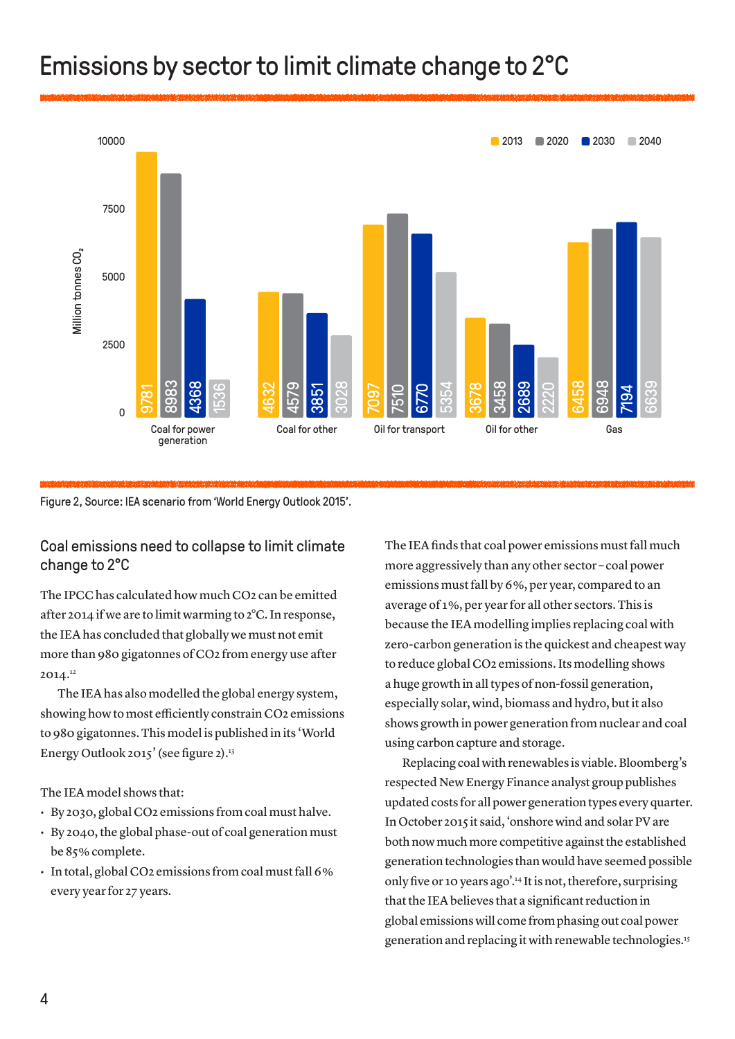# Emissions by sector to limit climate change to 2°C

| Sector | 2013 | 2020 | 2030 | 2040 |
|---|---|---|---|---|
| Coal for power generation | 9781 | 8983 | 4368 | 1536 |
| Coal for other | 4632 | 4579 | 3851 | 3028 |
| Oil for transport | 7097 | 7510 | 6770 | 5354 |
| Oil for other | 3678 | 3458 | 2689 | 2220 |
| Gas | 6458 | 6948 | 7194 | 6639 |

Million tonnes $CO_2$

Figure 2, Source: IEA scenario from 'World Energy Outlook 2015'.

## Coal emissions need to collapse to limit climate change to 2°C

The IPCC has calculated how much CO2 can be emitted after 2014 if we are to limit warming to 2°C. In response, the IEA has concluded that globally we must not emit more than 980 gigatonnes of CO2 from energy use after 2014.[12]

The IEA has also modelled the global energy system, showing how to most efficiently constrain CO2 emissions to 980 gigatonnes. This model is published in its 'World Energy Outlook 2015' (see figure 2).[13]

The IEA model shows that:

- By 2030, global CO2 emissions from coal must halve.
- By 2040, the global phase-out of coal generation must be 85% complete.
- In total, global CO2 emissions from coal must fall 6% every year for 27 years.

The IEA finds that coal power emissions must fall much more aggressively than any other sector – coal power emissions must fall by 6%, per year, compared to an average of 1%, per year for all other sectors. This is because the IEA modelling implies replacing coal with zero-carbon generation is the quickest and cheapest way to reduce global CO2 emissions. Its modelling shows a huge growth in all types of non-fossil generation, especially solar, wind, biomass and hydro, but it also shows growth in power generation from nuclear and coal using carbon capture and storage.

Replacing coal with renewables is viable. Bloomberg's respected New Energy Finance analyst group publishes updated costs for all power generation types every quarter. In October 2015 it said, 'onshore wind and solar PV are both now much more competitive against the established generation technologies than would have seemed possible only five or 10 years ago'.[14] It is not, therefore, surprising that the IEA believes that a significant reduction in global emissions will come from phasing out coal power generation and replacing it with renewable technologies.[15]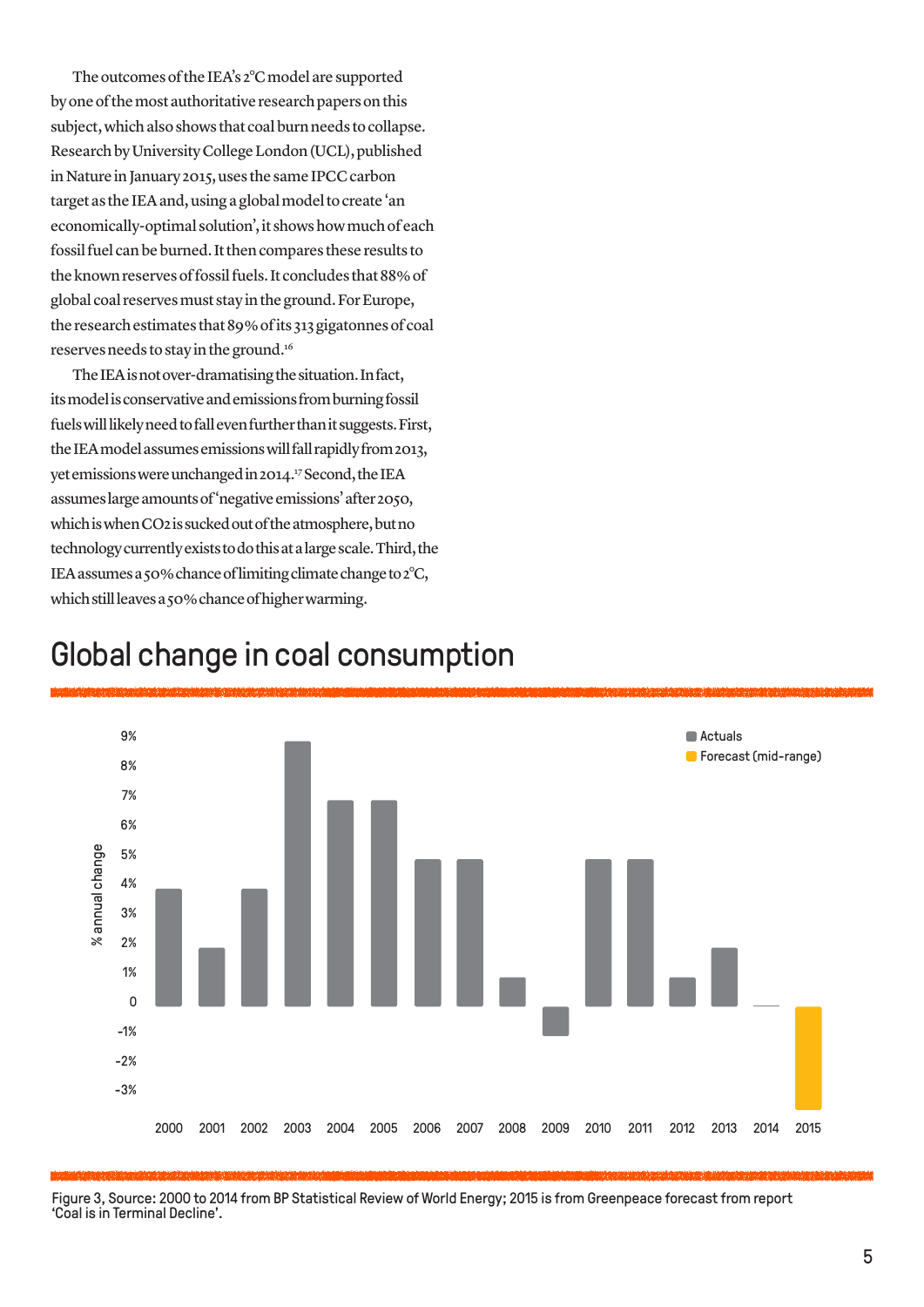The outcomes of the IEA's 2°C model are supported by one of the most authoritative research papers on this subject, which also shows that coal burn needs to collapse. Research by University College London (UCL), published in Nature in January 2015, uses the same IPCC carbon target as the IEA and, using a global model to create 'an economically-optimal solution', it shows how much of each fossil fuel can be burned. It then compares these results to the known reserves of fossil fuels. It concludes that 88% of global coal reserves must stay in the ground. For Europe, the research estimates that 89% of its 313 gigatonnes of coal reserves needs to stay in the ground.[16]

The IEA is not over-dramatising the situation. In fact, its model is conservative and emissions from burning fossil fuels will likely need to fall even further than it suggests. First, the IEA model assumes emissions will fall rapidly from 2013, yet emissions were unchanged in 2014.[17] Second, the IEA assumes large amounts of 'negative emissions' after 2050, which is when $CO_2$ is sucked out of the atmosphere, but no technology currently exists to do this at a large scale. Third, the IEA assumes a 50% chance of limiting climate change to 2°C, which still leaves a 50% chance of higher warming.

## Global change in coal consumption

| Year | % annual change | Type |
|---|---|---|
| 2000 | 4% | Actuals |
| 2001 | 2% | Actuals |
| 2002 | 4% | Actuals |
| 2003 | 9% | Actuals |
| 2004 | 7% | Actuals |
| 2005 | 7% | Actuals |
| 2006 | 5% | Actuals |
| 2007 | 5% | Actuals |
| 2008 | 1% | Actuals |
| 2009 | -1% | Actuals |
| 2010 | 5% | Actuals |
| 2011 | 5% | Actuals |
| 2012 | 1% | Actuals |
| 2013 | 2% | Actuals |
| 2014 | 0 | Actuals |
| 2015 | -3.5% | Forecast (mid-range) |

Figure 3, Source: 2000 to 2014 from BP Statistical Review of World Energy; 2015 is from Greenpeace forecast from report 'Coal is in Terminal Decline'.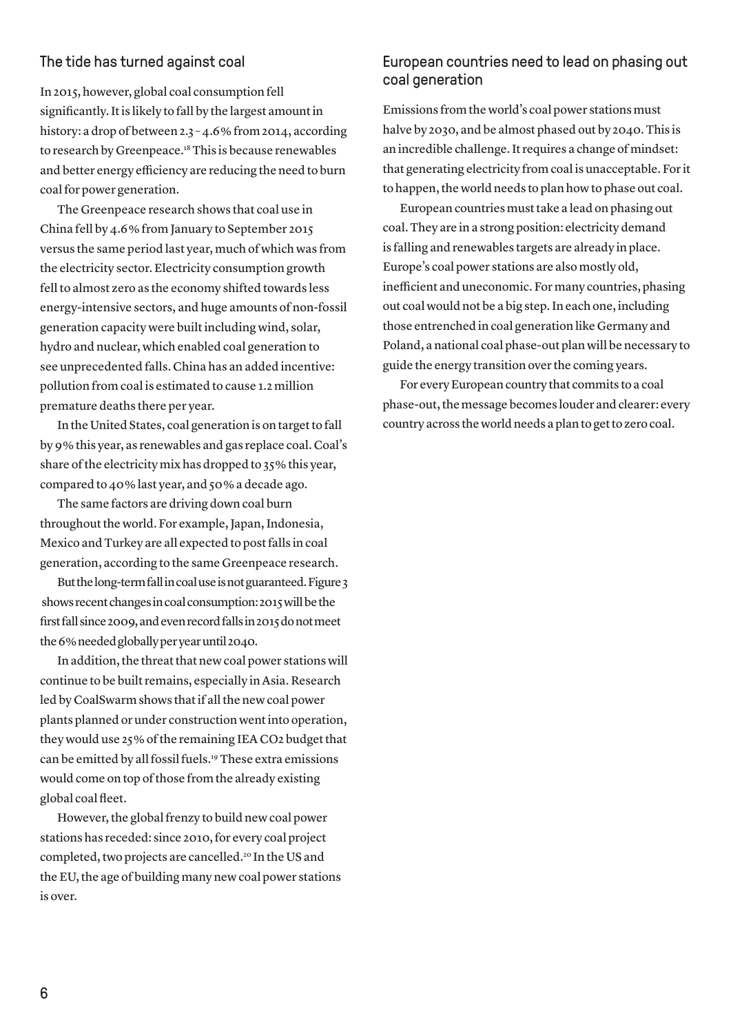## The tide has turned against coal

In 2015, however, global coal consumption fell significantly. It is likely to fall by the largest amount in history: a drop of between 2.3–4.6% from 2014, according to research by Greenpeace.[18] This is because renewables and better energy efficiency are reducing the need to burn coal for power generation.

The Greenpeace research shows that coal use in China fell by 4.6% from January to September 2015 versus the same period last year, much of which was from the electricity sector. Electricity consumption growth fell to almost zero as the economy shifted towards less energy-intensive sectors, and huge amounts of non-fossil generation capacity were built including wind, solar, hydro and nuclear, which enabled coal generation to see unprecedented falls. China has an added incentive: pollution from coal is estimated to cause 1.2 million premature deaths there per year.

In the United States, coal generation is on target to fall by 9% this year, as renewables and gas replace coal. Coal's share of the electricity mix has dropped to 35% this year, compared to 40% last year, and 50% a decade ago.

The same factors are driving down coal burn throughout the world. For example, Japan, Indonesia, Mexico and Turkey are all expected to post falls in coal generation, according to the same Greenpeace research.

But the long-term fall in coal use is not guaranteed. Figure 3 shows recent changes in coal consumption: 2015 will be the first fall since 2009, and even record falls in 2015 do not meet the 6% needed globally per year until 2040.

In addition, the threat that new coal power stations will continue to be built remains, especially in Asia. Research led by CoalSwarm shows that if all the new coal power plants planned or under construction went into operation, they would use 25% of the remaining IEA $CO_2$ budget that can be emitted by all fossil fuels.[19] These extra emissions would come on top of those from the already existing global coal fleet.

However, the global frenzy to build new coal power stations has receded: since 2010, for every coal project completed, two projects are cancelled.[20] In the US and the EU, the age of building many new coal power stations is over.

## European countries need to lead on phasing out coal generation

Emissions from the world's coal power stations must halve by 2030, and be almost phased out by 2040. This is an incredible challenge. It requires a change of mindset: that generating electricity from coal is unacceptable. For it to happen, the world needs to plan how to phase out coal.

European countries must take a lead on phasing out coal. They are in a strong position: electricity demand is falling and renewables targets are already in place. Europe's coal power stations are also mostly old, inefficient and uneconomic. For many countries, phasing out coal would not be a big step. In each one, including those entrenched in coal generation like Germany and Poland, a national coal phase-out plan will be necessary to guide the energy transition over the coming years.

For every European country that commits to a coal phase-out, the message becomes louder and clearer: every country across the world needs a plan to get to zero coal.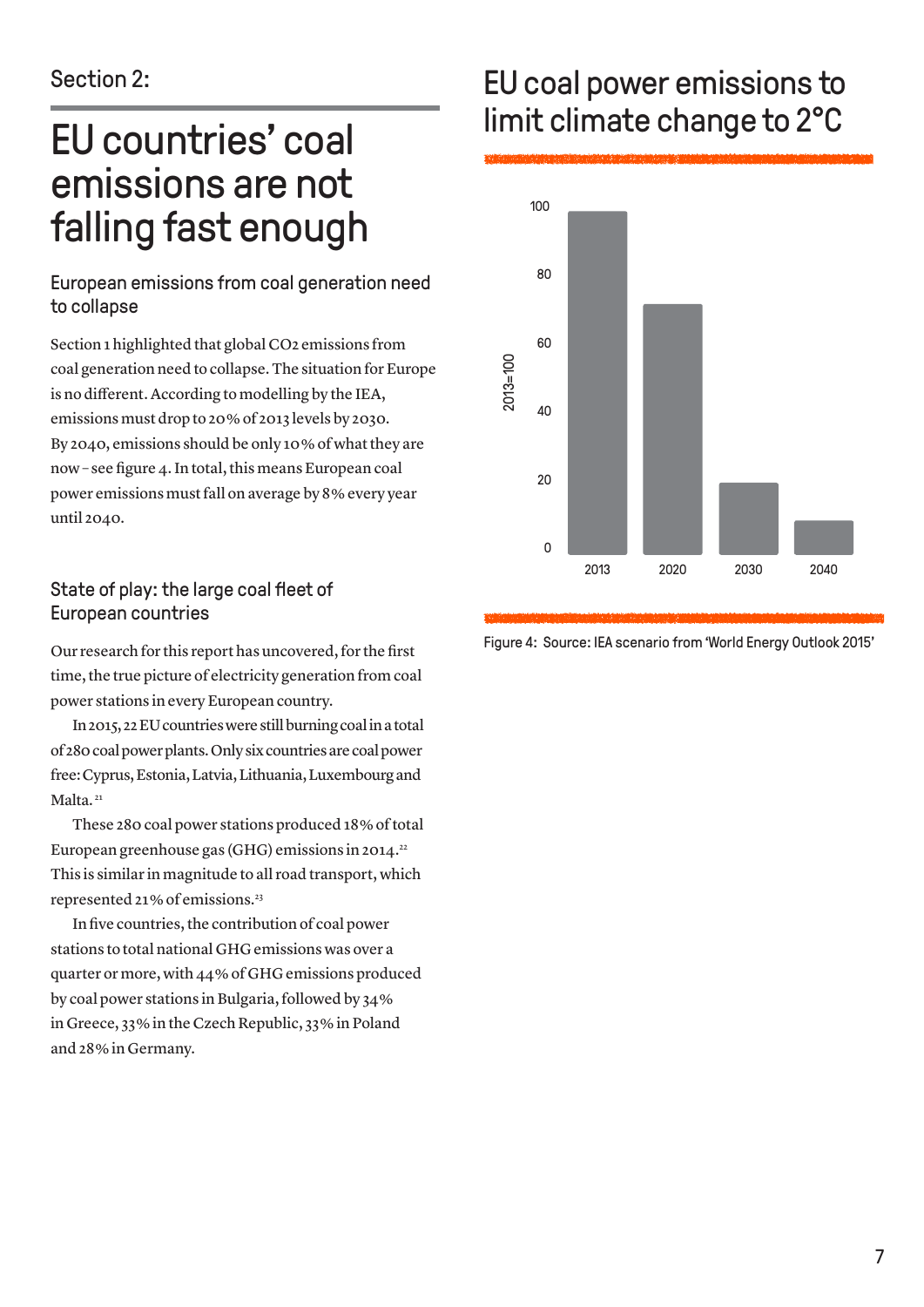Section 2:

# EU countries' coal emissions are not falling fast enough

## European emissions from coal generation need to collapse

Section 1 highlighted that global $CO_2$ emissions from coal generation need to collapse. The situation for Europe is no different. According to modelling by the IEA, emissions must drop to 20% of 2013 levels by 2030. By 2040, emissions should be only 10% of what they are now – see figure 4. In total, this means European coal power emissions must fall on average by 8% every year until 2040.

## State of play: the large coal fleet of European countries

Our research for this report has uncovered, for the first time, the true picture of electricity generation from coal power stations in every European country.

In 2015, 22 EU countries were still burning coal in a total of 280 coal power plants. Only six countries are coal power free: Cyprus, Estonia, Latvia, Lithuania, Luxembourg and Malta.[21]

These 280 coal power stations produced 18% of total European greenhouse gas (GHG) emissions in 2014.[22] This is similar in magnitude to all road transport, which represented 21% of emissions.[23]

In five countries, the contribution of coal power stations to total national GHG emissions was over a quarter or more, with 44% of GHG emissions produced by coal power stations in Bulgaria, followed by 34% in Greece, 33% in the Czech Republic, 33% in Poland and 28% in Germany.

## EU coal power emissions to limit climate change to 2°C

| Year | 2013=100 |
|---|---|
| 2013 | 100 |
| 2020 | 73 |
| 2030 | 21 |
| 2040 | 10 |

Figure 4: Source: IEA scenario from 'World Energy Outlook 2015'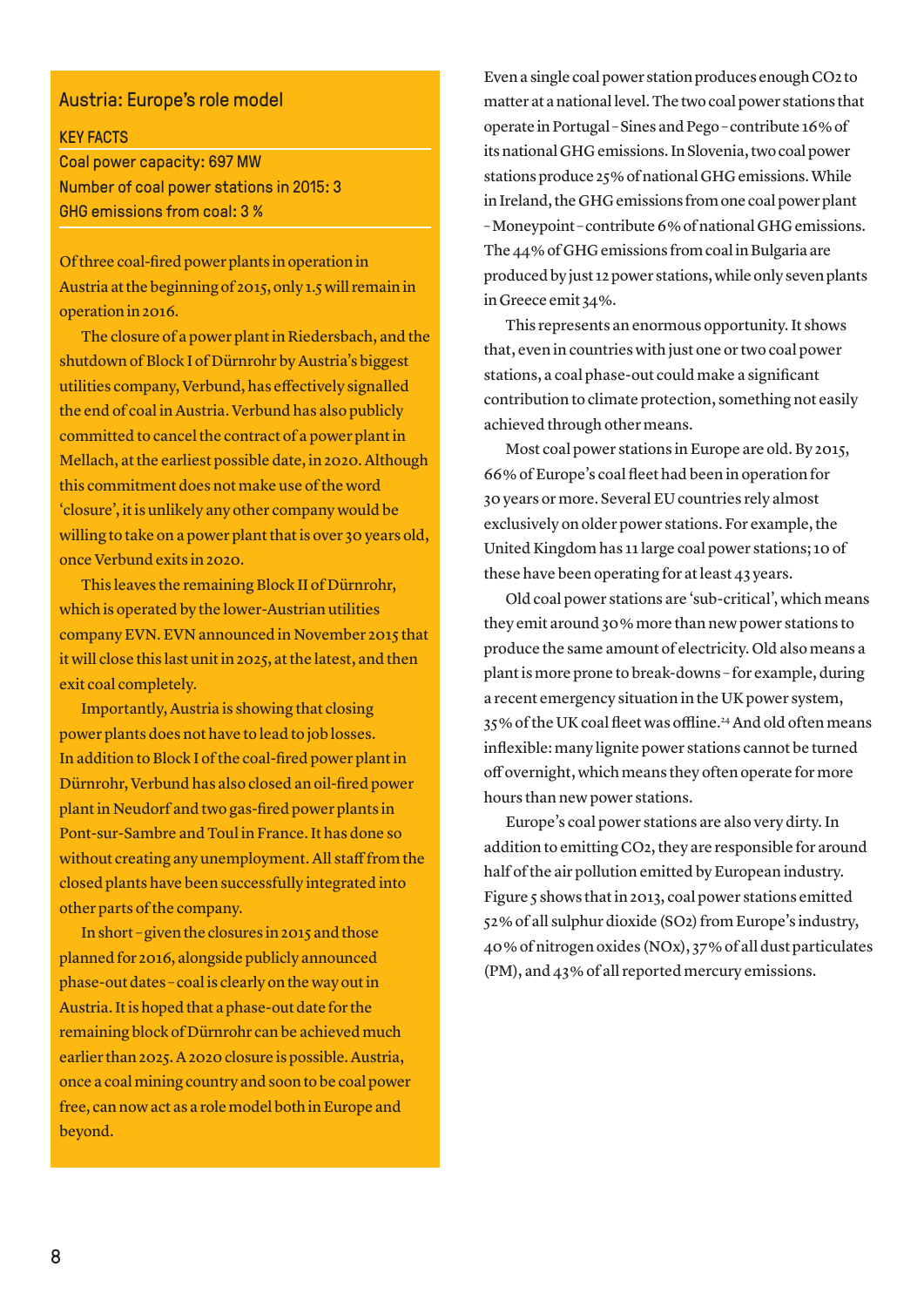## Austria: Europe's role model

**KEY FACTS**

Coal power capacity: 697 MW
Number of coal power stations in 2015: 3
GHG emissions from coal: 3 %

Of three coal-fired power plants in operation in Austria at the beginning of 2015, only 1.5 will remain in operation in 2016.

The closure of a power plant in Riedersbach, and the shutdown of Block I of Dürnrohr by Austria's biggest utilities company, Verbund, has effectively signalled the end of coal in Austria. Verbund has also publicly committed to cancel the contract of a power plant in Mellach, at the earliest possible date, in 2020. Although this commitment does not make use of the word 'closure', it is unlikely any other company would be willing to take on a power plant that is over 30 years old, once Verbund exits in 2020.

This leaves the remaining Block II of Dürnrohr, which is operated by the lower-Austrian utilities company EVN. EVN announced in November 2015 that it will close this last unit in 2025, at the latest, and then exit coal completely.

Importantly, Austria is showing that closing power plants does not have to lead to job losses. In addition to Block I of the coal-fired power plant in Dürnrohr, Verbund has also closed an oil-fired power plant in Neudorf and two gas-fired power plants in Pont-sur-Sambre and Toul in France. It has done so without creating any unemployment. All staff from the closed plants have been successfully integrated into other parts of the company.

In short – given the closures in 2015 and those planned for 2016, alongside publicly announced phase-out dates – coal is clearly on the way out in Austria. It is hoped that a phase-out date for the remaining block of Dürnrohr can be achieved much earlier than 2025. A 2020 closure is possible. Austria, once a coal mining country and soon to be coal power free, can now act as a role model both in Europe and beyond.

Even a single coal power station produces enough $CO_2$ to matter at a national level. The two coal power stations that operate in Portugal – Sines and Pego – contribute 16% of its national GHG emissions. In Slovenia, two coal power stations produce 25% of national GHG emissions. While in Ireland, the GHG emissions from one coal power plant – Moneypoint – contribute 6% of national GHG emissions. The 44% of GHG emissions from coal in Bulgaria are produced by just 12 power stations, while only seven plants in Greece emit 34%.

This represents an enormous opportunity. It shows that, even in countries with just one or two coal power stations, a coal phase-out could make a significant contribution to climate protection, something not easily achieved through other means.

Most coal power stations in Europe are old. By 2015, 66% of Europe's coal fleet had been in operation for 30 years or more. Several EU countries rely almost exclusively on older power stations. For example, the United Kingdom has 11 large coal power stations; 10 of these have been operating for at least 43 years.

Old coal power stations are 'sub-critical', which means they emit around 30% more than new power stations to produce the same amount of electricity. Old also means a plant is more prone to break-downs – for example, during a recent emergency situation in the UK power system, 35% of the UK coal fleet was offline.[24] And old often means inflexible: many lignite power stations cannot be turned off overnight, which means they often operate for more hours than new power stations.

Europe's coal power stations are also very dirty. In addition to emitting $CO_2$, they are responsible for around half of the air pollution emitted by European industry. Figure 5 shows that in 2013, coal power stations emitted 52% of all sulphur dioxide ($SO_2$) from Europe's industry, 40% of nitrogen oxides ($NO_x$), 37% of all dust particulates (PM), and 43% of all reported mercury emissions.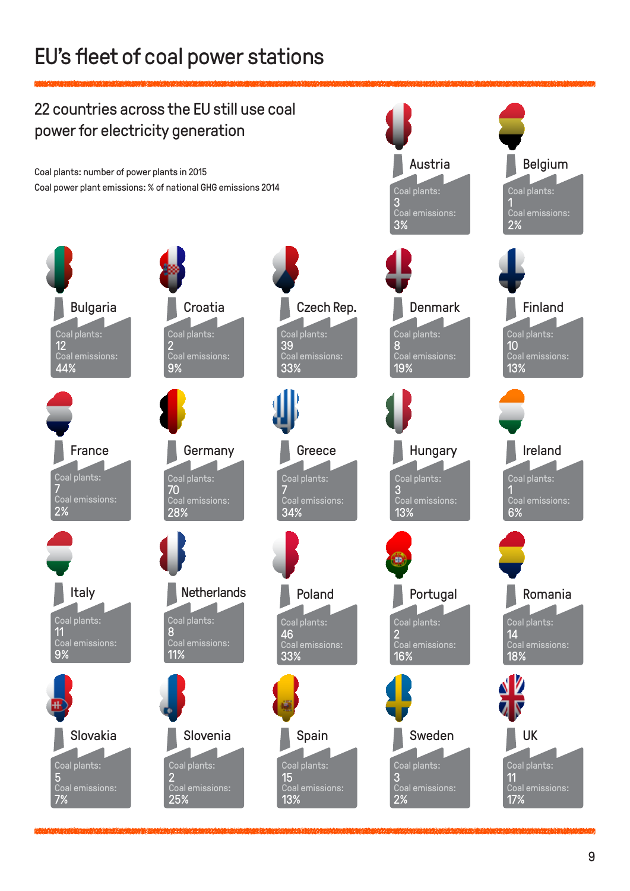# EU's fleet of coal power stations

## 22 countries across the EU still use coal power for electricity generation

Coal plants: number of power plants in 2015

Coal power plant emissions: % of national GHG emissions 2014

| Country | Coal plants | Coal emissions |
| --- | --- | --- |
| Austria | 3 | 3% |
| Belgium | 1 | 2% |
| Bulgaria | 12 | 44% |
| Croatia | 2 | 9% |
| Czech Rep. | 39 | 33% |
| Denmark | 8 | 19% |
| Finland | 10 | 13% |
| France | 7 | 2% |
| Germany | 70 | 28% |
| Greece | 7 | 34% |
| Hungary | 3 | 13% |
| Ireland | 1 | 6% |
| Italy | 11 | 9% |
| Netherlands | 8 | 11% |
| Poland | 46 | 33% |
| Portugal | 2 | 16% |
| Romania | 14 | 18% |
| Slovakia | 5 | 7% |
| Slovenia | 2 | 25% |
| Spain | 15 | 13% |
| Sweden | 3 | 2% |
| UK | 11 | 17% |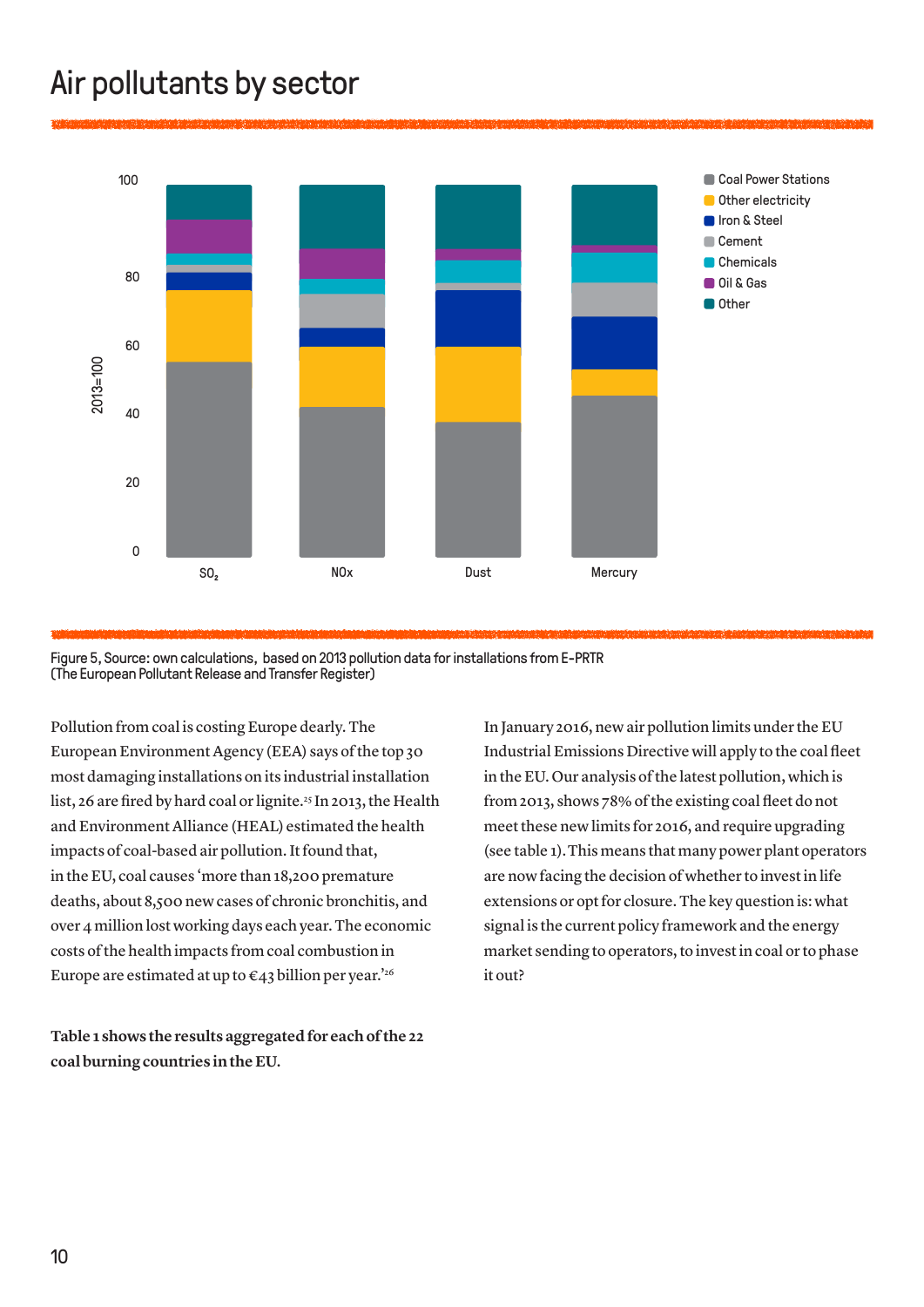# Air pollutants by sector

Figure 5, Source: own calculations, based on 2013 pollution data for installations from E-PRTR (The European Pollutant Release and Transfer Register)

Pollution from coal is costing Europe dearly. The European Environment Agency (EEA) says of the top 30 most damaging installations on its industrial installation list, 26 are fired by hard coal or lignite.[25] In 2013, the Health and Environment Alliance (HEAL) estimated the health impacts of coal-based air pollution. It found that, in the EU, coal causes 'more than 18,200 premature deaths, about 8,500 new cases of chronic bronchitis, and over 4 million lost working days each year. The economic costs of the health impacts from coal combustion in Europe are estimated at up to €43 billion per year.'[26]

**Table 1 shows the results aggregated for each of the 22 coal burning countries in the EU.**

In January 2016, new air pollution limits under the EU Industrial Emissions Directive will apply to the coal fleet in the EU. Our analysis of the latest pollution, which is from 2013, shows 78% of the existing coal fleet do not meet these new limits for 2016, and require upgrading (see table 1). This means that many power plant operators are now facing the decision of whether to invest in life extensions or opt for closure. The key question is: what signal is the current policy framework and the energy market sending to operators, to invest in coal or to phase it out?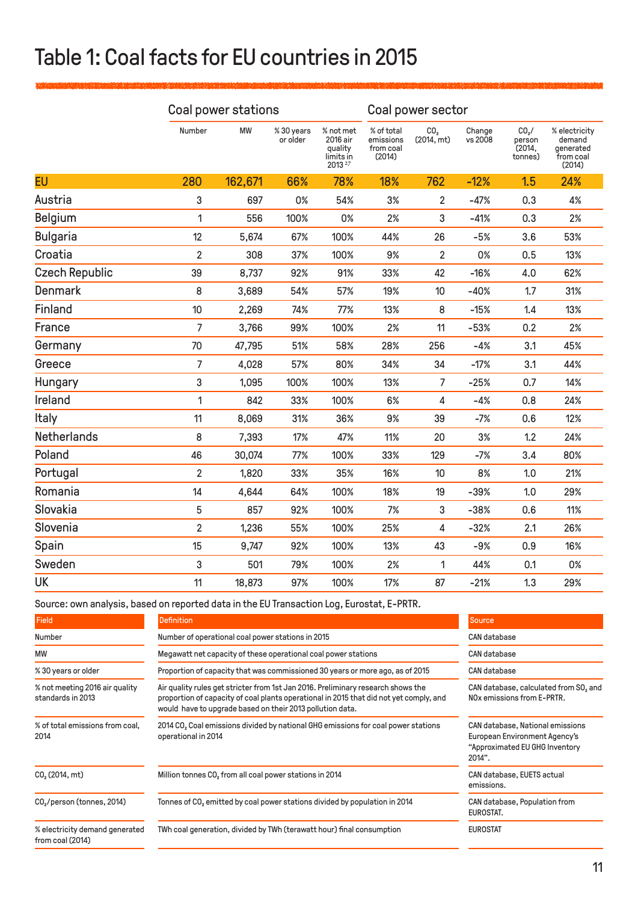# Table 1: Coal facts for EU countries in 2015

| | Coal power stations | | | | Coal power sector | | | | |
|---|---|---|---|---|---|---|---|---|---|
| | Number | MW | % 30 years or older | % not met 2016 air quality limits in 2013 [27] | % of total emissions from coal (2014) | $CO_2$ (2014, mt) | Change vs 2008 | $CO_2$/person (2014, tonnes) | % electricity demand generated from coal (2014) |
| **EU** | **280** | **162,671** | **66%** | **78%** | **18%** | **762** | **-12%** | **1.5** | **24%** |
| Austria | 3 | 697 | 0% | 54% | 3% | 2 | -47% | 0.3 | 4% |
| Belgium | 1 | 556 | 100% | 0% | 2% | 3 | -41% | 0.3 | 2% |
| Bulgaria | 12 | 5,674 | 67% | 100% | 44% | 26 | -5% | 3.6 | 53% |
| Croatia | 2 | 308 | 37% | 100% | 9% | 2 | 0% | 0.5 | 13% |
| Czech Republic | 39 | 8,737 | 92% | 91% | 33% | 42 | -16% | 4.0 | 62% |
| Denmark | 8 | 3,689 | 54% | 57% | 19% | 10 | -40% | 1.7 | 31% |
| Finland | 10 | 2,269 | 74% | 77% | 13% | 8 | -15% | 1.4 | 13% |
| France | 7 | 3,766 | 99% | 100% | 2% | 11 | -53% | 0.2 | 2% |
| Germany | 70 | 47,795 | 51% | 58% | 28% | 256 | -4% | 3.1 | 45% |
| Greece | 7 | 4,028 | 57% | 80% | 34% | 34 | -17% | 3.1 | 44% |
| Hungary | 3 | 1,095 | 100% | 100% | 13% | 7 | -25% | 0.7 | 14% |
| Ireland | 1 | 842 | 33% | 100% | 6% | 4 | -4% | 0.8 | 24% |
| Italy | 11 | 8,069 | 31% | 36% | 9% | 39 | -7% | 0.6 | 12% |
| Netherlands | 8 | 7,393 | 17% | 47% | 11% | 20 | 3% | 1.2 | 24% |
| Poland | 46 | 30,074 | 77% | 100% | 33% | 129 | -7% | 3.4 | 80% |
| Portugal | 2 | 1,820 | 33% | 35% | 16% | 10 | 8% | 1.0 | 21% |
| Romania | 14 | 4,644 | 64% | 100% | 18% | 19 | -39% | 1.0 | 29% |
| Slovakia | 5 | 857 | 92% | 100% | 7% | 3 | -38% | 0.6 | 11% |
| Slovenia | 2 | 1,236 | 55% | 100% | 25% | 4 | -32% | 2.1 | 26% |
| Spain | 15 | 9,747 | 92% | 100% | 13% | 43 | -9% | 0.9 | 16% |
| Sweden | 3 | 501 | 79% | 100% | 2% | 1 | 44% | 0.1 | 0% |
| UK | 11 | 18,873 | 97% | 100% | 17% | 87 | -21% | 1.3 | 29% |

Source: own analysis, based on reported data in the EU Transaction Log, Eurostat, E-PRTR.

| Field | Definition | Source |
|---|---|---|
| Number | Number of operational coal power stations in 2015 | CAN database |
| MW | Megawatt net capacity of these operational coal power stations | CAN database |
| % 30 years or older | Proportion of capacity that was commissioned 30 years or more ago, as of 2015 | CAN database |
| % not meeting 2016 air quality standards in 2013 | Air quality rules get stricter from 1st Jan 2016. Preliminary research shows the proportion of capacity of coal plants operational in 2015 that did not yet comply, and would have to upgrade based on their 2013 pollution data. | CAN database, calculated from $SO_2$ and NOx emissions from E-PRTR. |
| % of total emissions from coal, 2014 | 2014 $CO_2$ Coal emissions divided by national GHG emissions for coal power stations operational in 2014 | CAN database, National emissions European Environment Agency's "Approximated EU GHG Inventory 2014". |
| $CO_2$ (2014, mt) | Million tonnes $CO_2$ from all coal power stations in 2014 | CAN database, EUETS actual emissions. |
| $CO_2$/person (tonnes, 2014) | Tonnes of $CO_2$ emitted by coal power stations divided by population in 2014 | CAN database, Population from EUROSTAT. |
| % electricity demand generated from coal (2014) | TWh coal generation, divided by TWh (terawatt hour) final consumption | EUROSTAT |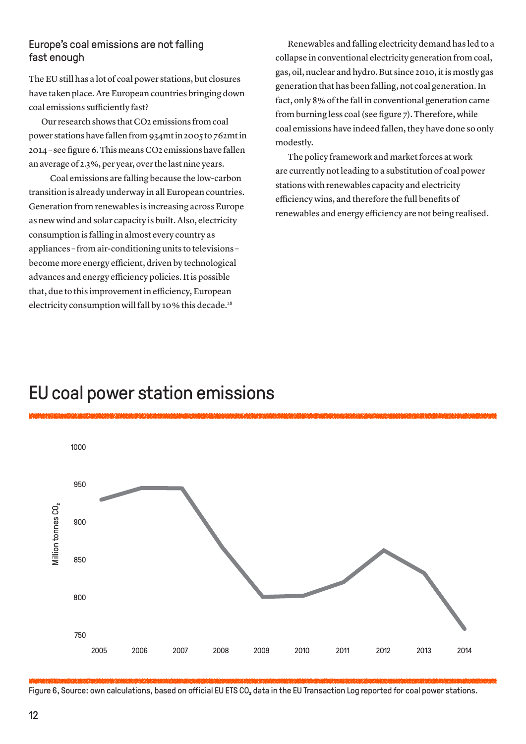## Europe's coal emissions are not falling fast enough

The EU still has a lot of coal power stations, but closures have taken place. Are European countries bringing down coal emissions sufficiently fast?

Our research shows that $CO_2$ emissions from coal power stations have fallen from 934mt in 2005 to 762mt in 2014 – see figure 6. This means $CO_2$ emissions have fallen an average of 2.3%, per year, over the last nine years.

Coal emissions are falling because the low-carbon transition is already underway in all European countries. Generation from renewables is increasing across Europe as new wind and solar capacity is built. Also, electricity consumption is falling in almost every country as appliances – from air-conditioning units to televisions – become more energy efficient, driven by technological advances and energy efficiency policies. It is possible that, due to this improvement in efficiency, European electricity consumption will fall by 10% this decade.[28]

Renewables and falling electricity demand has led to a collapse in conventional electricity generation from coal, gas, oil, nuclear and hydro. But since 2010, it is mostly gas generation that has been falling, not coal generation. In fact, only 8% of the fall in conventional generation came from burning less coal (see figure 7). Therefore, while coal emissions have indeed fallen, they have done so only modestly.

The policy framework and market forces at work are currently not leading to a substitution of coal power stations with renewables capacity and electricity efficiency wins, and therefore the full benefits of renewables and energy efficiency are not being realised.

## EU coal power station emissions

Figure 6, Source: own calculations, based on official EU ETS $CO_2$ data in the EU Transaction Log reported for coal power stations.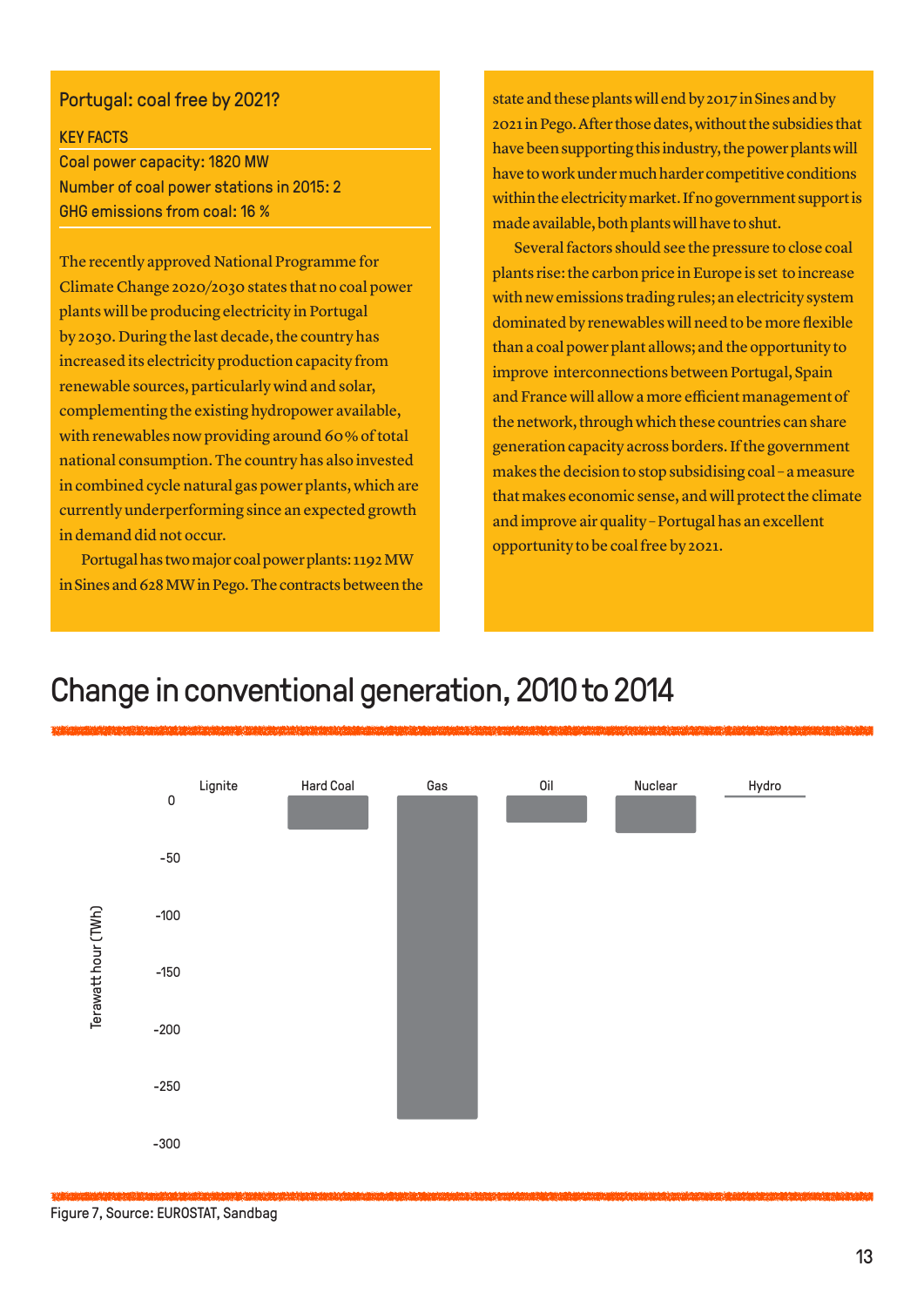## Portugal: coal free by 2021?

**KEY FACTS**

Coal power capacity: 1820 MW
Number of coal power stations in 2015: 2
GHG emissions from coal: 16 %

The recently approved National Programme for Climate Change 2020/2030 states that no coal power plants will be producing electricity in Portugal by 2030. During the last decade, the country has increased its electricity production capacity from renewable sources, particularly wind and solar, complementing the existing hydropower available, with renewables now providing around 60 % of total national consumption. The country has also invested in combined cycle natural gas power plants, which are currently underperforming since an expected growth in demand did not occur.

Portugal has two major coal power plants: 1192 MW in Sines and 628 MW in Pego. The contracts between the state and these plants will end by 2017 in Sines and by 2021 in Pego. After those dates, without the subsidies that have been supporting this industry, the power plants will have to work under much harder competitive conditions within the electricity market. If no government support is made available, both plants will have to shut.

Several factors should see the pressure to close coal plants rise: the carbon price in Europe is set to increase with new emissions trading rules; an electricity system dominated by renewables will need to be more flexible than a coal power plant allows; and the opportunity to improve interconnections between Portugal, Spain and France will allow a more efficient management of the network, through which these countries can share generation capacity across borders. If the government makes the decision to stop subsidising coal – a measure that makes economic sense, and will protect the climate and improve air quality – Portugal has an excellent opportunity to be coal free by 2021.

## Change in conventional generation, 2010 to 2014

| | Lignite | Hard Coal | Gas | Oil | Nuclear | Hydro |
|---|---|---|---|---|---|---|
| Terawatt hour (TWh) | 0 | ≈ -30 | ≈ -285 | ≈ -23 | ≈ -33 | ≈ 0 |

Figure 7, Source: EUROSTAT, Sandbag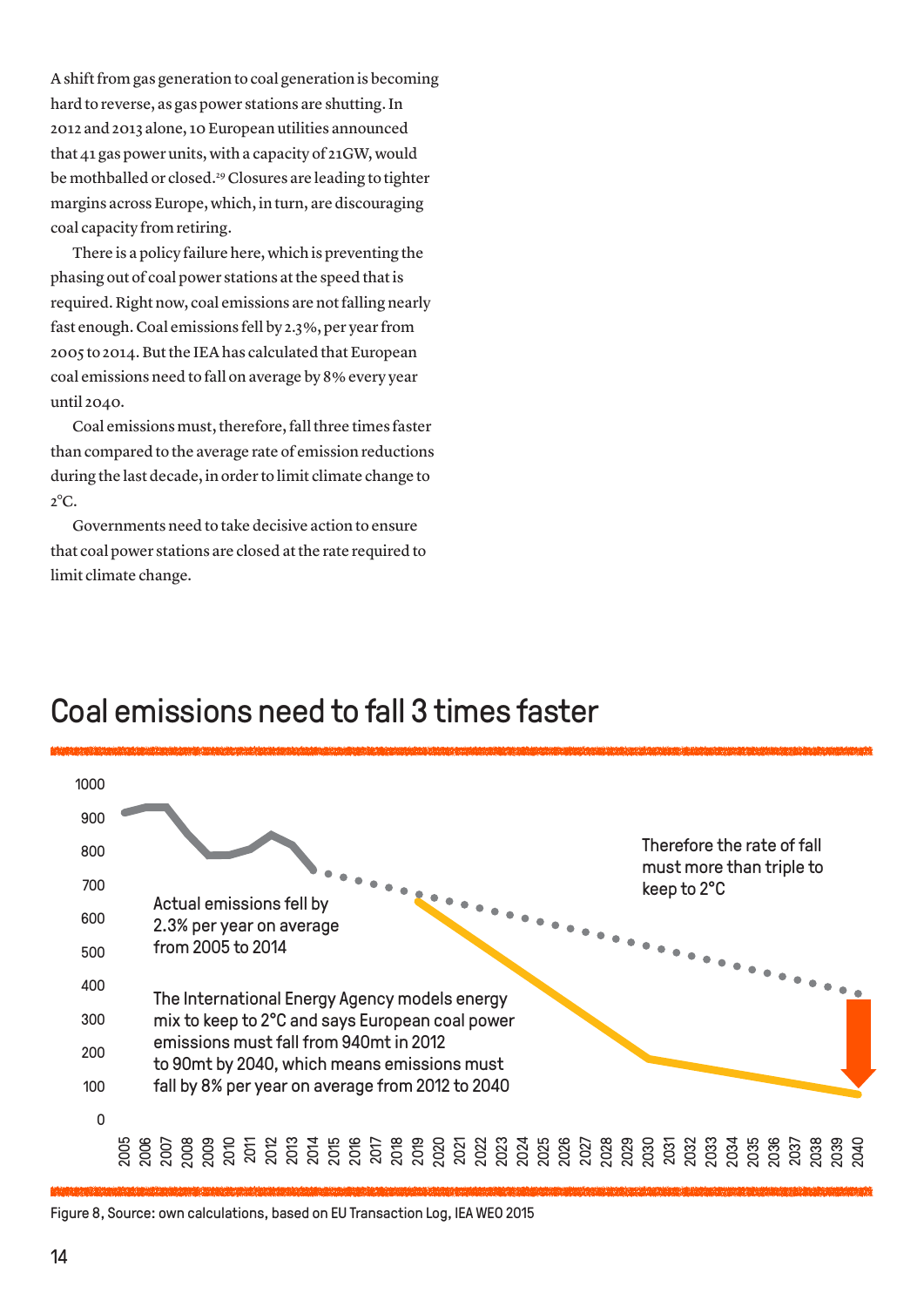A shift from gas generation to coal generation is becoming hard to reverse, as gas power stations are shutting. In 2012 and 2013 alone, 10 European utilities announced that 41 gas power units, with a capacity of 21GW, would be mothballed or closed.[29] Closures are leading to tighter margins across Europe, which, in turn, are discouraging coal capacity from retiring.

There is a policy failure here, which is preventing the phasing out of coal power stations at the speed that is required. Right now, coal emissions are not falling nearly fast enough. Coal emissions fell by 2.3%, per year from 2005 to 2014. But the IEA has calculated that European coal emissions need to fall on average by 8% every year until 2040.

Coal emissions must, therefore, fall three times faster than compared to the average rate of emission reductions during the last decade, in order to limit climate change to 2°C.

Governments need to take decisive action to ensure that coal power stations are closed at the rate required to limit climate change.

## Coal emissions need to fall 3 times faster

Actual emissions fell by 2.3% per year on average from 2005 to 2014

The International Energy Agency models energy mix to keep to 2°C and says European coal power emissions must fall from 940mt in 2012 to 90mt by 2040, which means emissions must fall by 8% per year on average from 2012 to 2040

Therefore the rate of fall must more than triple to keep to 2°C

Figure 8, Source: own calculations, based on EU Transaction Log, IEA WEO 2015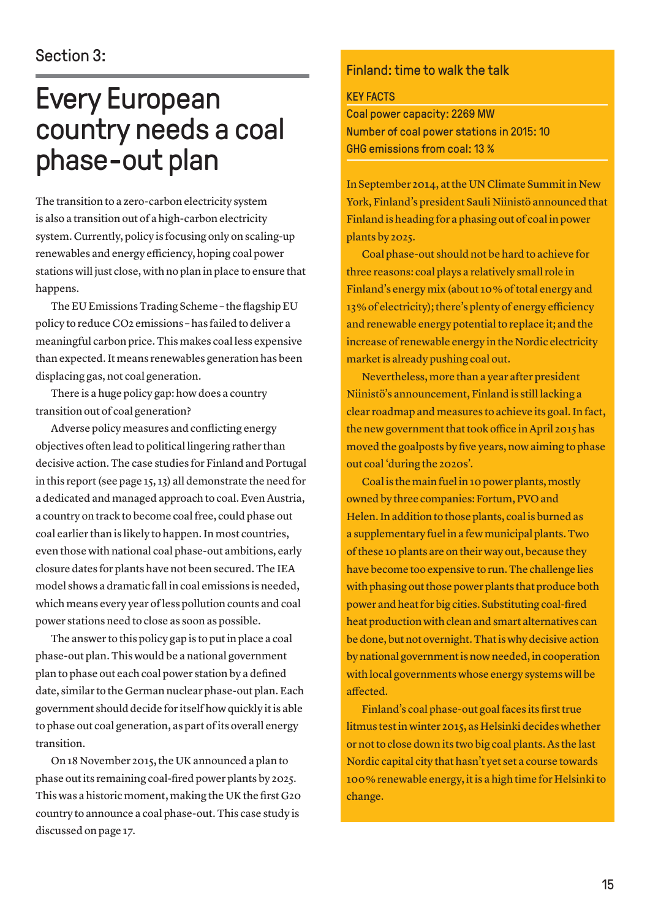Section 3:

# Every European country needs a coal phase-out plan

The transition to a zero-carbon electricity system is also a transition out of a high-carbon electricity system. Currently, policy is focusing only on scaling-up renewables and energy efficiency, hoping coal power stations will just close, with no plan in place to ensure that happens.

The EU Emissions Trading Scheme – the flagship EU policy to reduce $CO_2$ emissions – has failed to deliver a meaningful carbon price. This makes coal less expensive than expected. It means renewables generation has been displacing gas, not coal generation.

There is a huge policy gap: how does a country transition out of coal generation?

Adverse policy measures and conflicting energy objectives often lead to political lingering rather than decisive action. The case studies for Finland and Portugal in this report (see page 15, 13) all demonstrate the need for a dedicated and managed approach to coal. Even Austria, a country on track to become coal free, could phase out coal earlier than is likely to happen. In most countries, even those with national coal phase-out ambitions, early closure dates for plants have not been secured. The IEA model shows a dramatic fall in coal emissions is needed, which means every year of less pollution counts and coal power stations need to close as soon as possible.

The answer to this policy gap is to put in place a coal phase-out plan. This would be a national government plan to phase out each coal power station by a defined date, similar to the German nuclear phase-out plan. Each government should decide for itself how quickly it is able to phase out coal generation, as part of its overall energy transition.

On 18 November 2015, the UK announced a plan to phase out its remaining coal-fired power plants by 2025. This was a historic moment, making the UK the first G20 country to announce a coal phase-out. This case study is discussed on page 17.

## Finland: time to walk the talk

**KEY FACTS**

Coal power capacity: 2269 MW
Number of coal power stations in 2015: 10
GHG emissions from coal: 13 %

In September 2014, at the UN Climate Summit in New York, Finland's president Sauli Niinistö announced that Finland is heading for a phasing out of coal in power plants by 2025.

Coal phase-out should not be hard to achieve for three reasons: coal plays a relatively small role in Finland's energy mix (about 10% of total energy and 13% of electricity); there's plenty of energy efficiency and renewable energy potential to replace it; and the increase of renewable energy in the Nordic electricity market is already pushing coal out.

Nevertheless, more than a year after president Niinistö's announcement, Finland is still lacking a clear roadmap and measures to achieve its goal. In fact, the new government that took office in April 2015 has moved the goalposts by five years, now aiming to phase out coal 'during the 2020s'.

Coal is the main fuel in 10 power plants, mostly owned by three companies: Fortum, PVO and Helen. In addition to those plants, coal is burned as a supplementary fuel in a few municipal plants. Two of these 10 plants are on their way out, because they have become too expensive to run. The challenge lies with phasing out those power plants that produce both power and heat for big cities. Substituting coal-fired heat production with clean and smart alternatives can be done, but not overnight. That is why decisive action by national government is now needed, in cooperation with local governments whose energy systems will be affected.

Finland's coal phase-out goal faces its first true litmus test in winter 2015, as Helsinki decides whether or not to close down its two big coal plants. As the last Nordic capital city that hasn't yet set a course towards 100% renewable energy, it is a high time for Helsinki to change.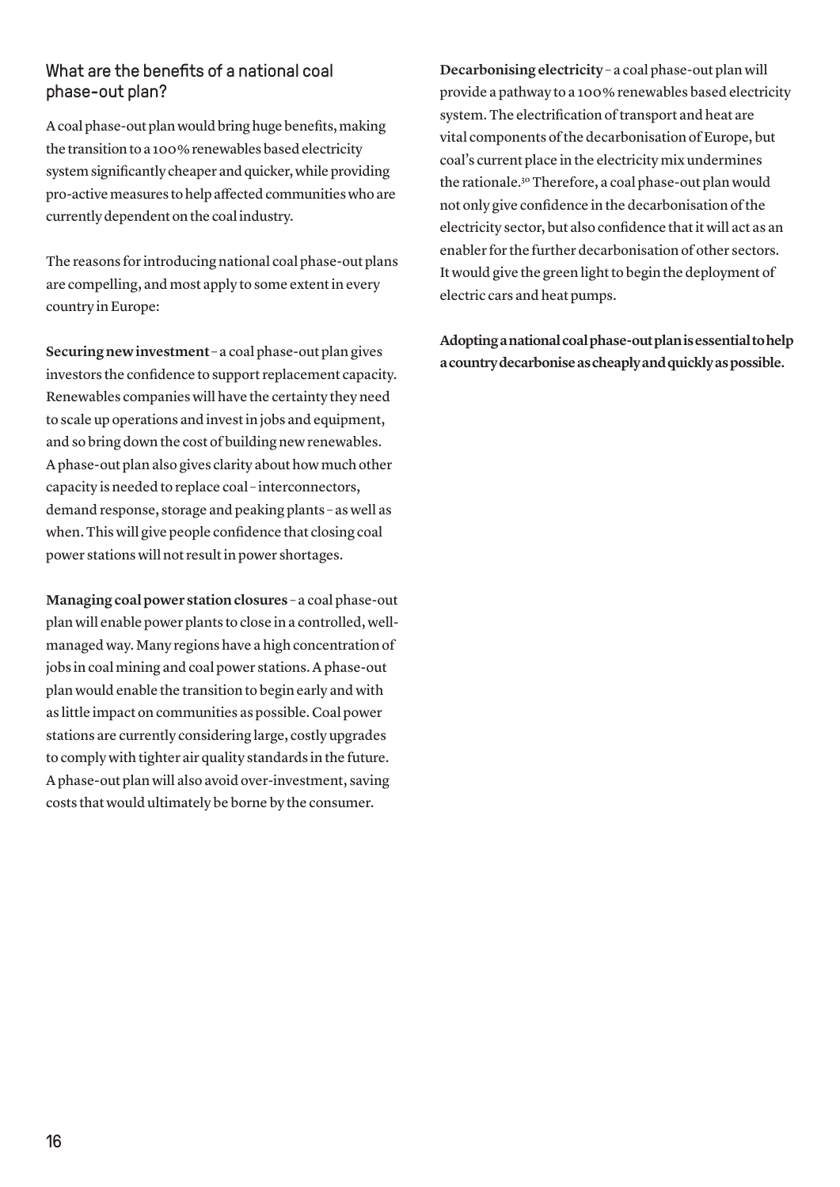## What are the benefits of a national coal phase-out plan?

A coal phase-out plan would bring huge benefits, making the transition to a 100% renewables based electricity system significantly cheaper and quicker, while providing pro-active measures to help affected communities who are currently dependent on the coal industry.

The reasons for introducing national coal phase-out plans are compelling, and most apply to some extent in every country in Europe:

**Securing new investment** – a coal phase-out plan gives investors the confidence to support replacement capacity. Renewables companies will have the certainty they need to scale up operations and invest in jobs and equipment, and so bring down the cost of building new renewables. A phase-out plan also gives clarity about how much other capacity is needed to replace coal – interconnectors, demand response, storage and peaking plants – as well as when. This will give people confidence that closing coal power stations will not result in power shortages.

**Managing coal power station closures** – a coal phase-out plan will enable power plants to close in a controlled, well-managed way. Many regions have a high concentration of jobs in coal mining and coal power stations. A phase-out plan would enable the transition to begin early and with as little impact on communities as possible. Coal power stations are currently considering large, costly upgrades to comply with tighter air quality standards in the future. A phase-out plan will also avoid over-investment, saving costs that would ultimately be borne by the consumer.

**Decarbonising electricity** – a coal phase-out plan will provide a pathway to a 100% renewables based electricity system. The electrification of transport and heat are vital components of the decarbonisation of Europe, but coal's current place in the electricity mix undermines the rationale.[30] Therefore, a coal phase-out plan would not only give confidence in the decarbonisation of the electricity sector, but also confidence that it will act as an enabler for the further decarbonisation of other sectors. It would give the green light to begin the deployment of electric cars and heat pumps.

**Adopting a national coal phase-out plan is essential to help a country decarbonise as cheaply and quickly as possible.**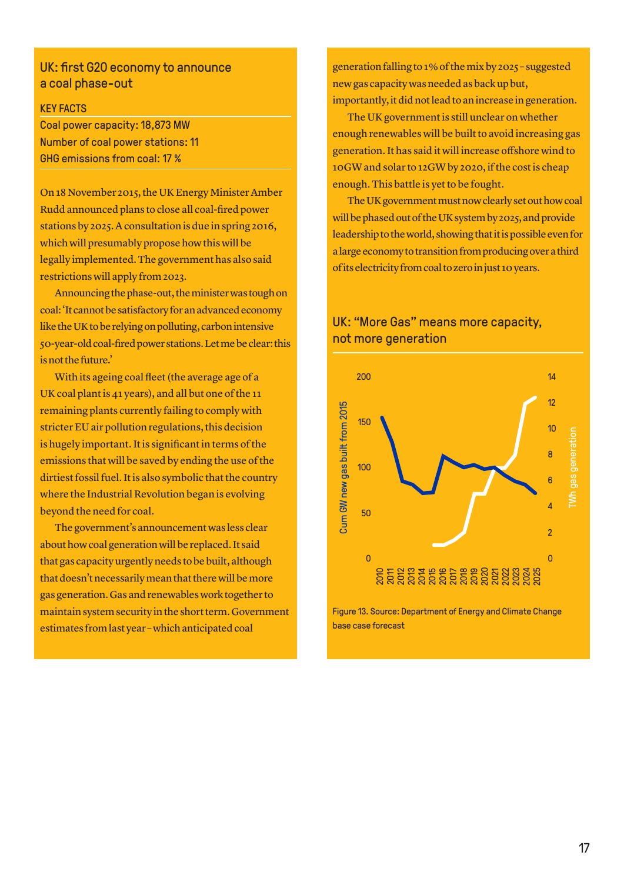## UK: first G20 economy to announce a coal phase-out

**KEY FACTS**

Coal power capacity: 18,873 MW
Number of coal power stations: 11
GHG emissions from coal: 17 %

On 18 November 2015, the UK Energy Minister Amber Rudd announced plans to close all coal-fired power stations by 2025. A consultation is due in spring 2016, which will presumably propose how this will be legally implemented. The government has also said restrictions will apply from 2023.

Announcing the phase-out, the minister was tough on coal: 'It cannot be satisfactory for an advanced economy like the UK to be relying on polluting, carbon intensive 50-year-old coal-fired power stations. Let me be clear: this is not the future.'

With its ageing coal fleet (the average age of a UK coal plant is 41 years), and all but one of the 11 remaining plants currently failing to comply with stricter EU air pollution regulations, this decision is hugely important. It is significant in terms of the emissions that will be saved by ending the use of the dirtiest fossil fuel. It is also symbolic that the country where the Industrial Revolution began is evolving beyond the need for coal.

The government's announcement was less clear about how coal generation will be replaced. It said that gas capacity urgently needs to be built, although that doesn't necessarily mean that there will be more gas generation. Gas and renewables work together to maintain system security in the short term. Government estimates from last year – which anticipated coal generation falling to 1% of the mix by 2025 – suggested new gas capacity was needed as back up but, importantly, it did not lead to an increase in generation.

The UK government is still unclear on whether enough renewables will be built to avoid increasing gas generation. It has said it will increase offshore wind to 10GW and solar to 12GW by 2020, if the cost is cheap enough. This battle is yet to be fought.

The UK government must now clearly set out how coal will be phased out of the UK system by 2025, and provide leadership to the world, showing that it is possible even for a large economy to transition from producing over a third of its electricity from coal to zero in just 10 years.

### UK: "More Gas" means more capacity, not more generation

Figure 13. Source: Department of Energy and Climate Change base case forecast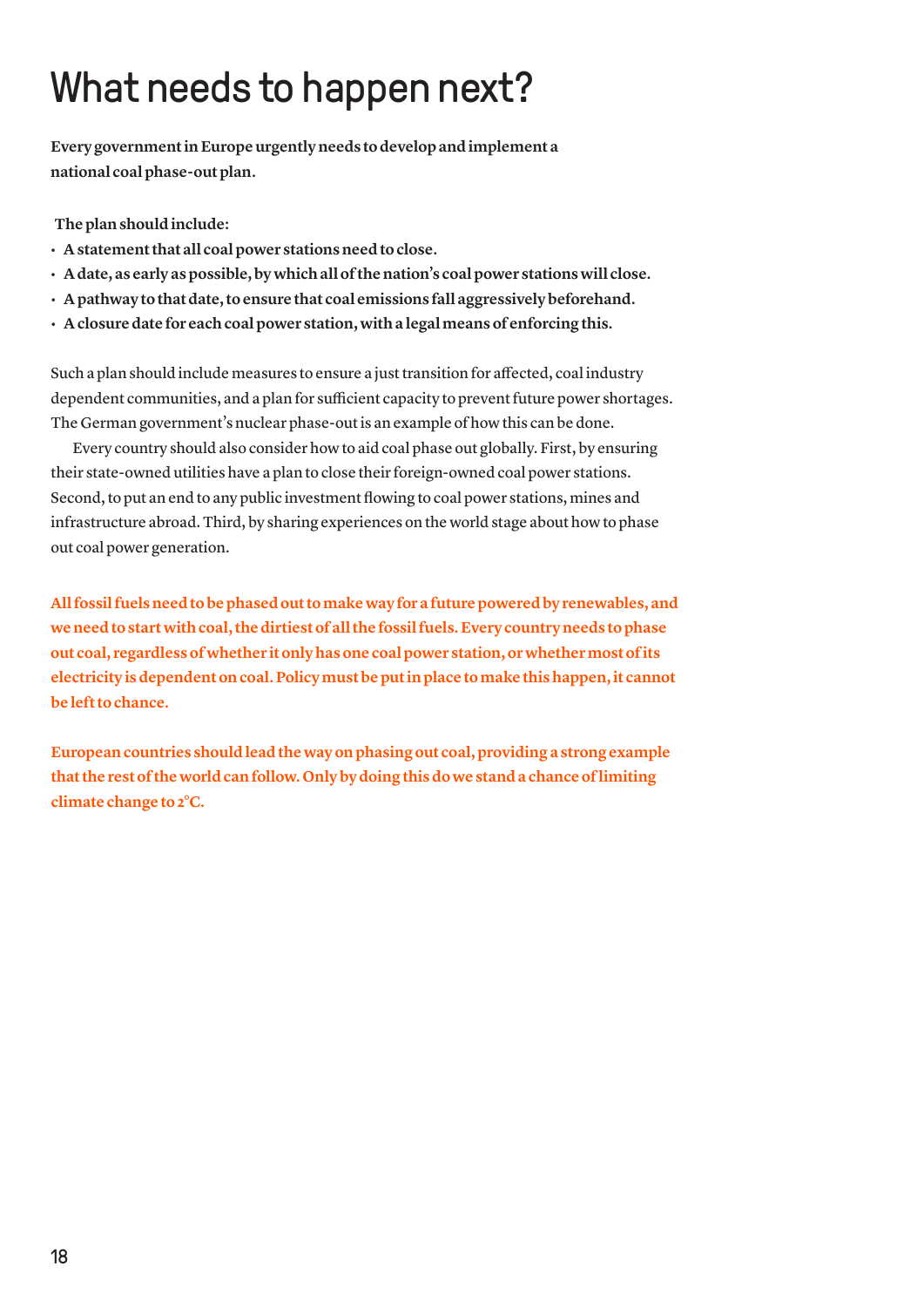# What needs to happen next?

**Every government in Europe urgently needs to develop and implement a national coal phase-out plan.**

**The plan should include:**

- **A statement that all coal power stations need to close.**
- **A date, as early as possible, by which all of the nation's coal power stations will close.**
- **A pathway to that date, to ensure that coal emissions fall aggressively beforehand.**
- **A closure date for each coal power station, with a legal means of enforcing this.**

Such a plan should include measures to ensure a just transition for affected, coal industry dependent communities, and a plan for sufficient capacity to prevent future power shortages. The German government's nuclear phase-out is an example of how this can be done.

Every country should also consider how to aid coal phase out globally. First, by ensuring their state-owned utilities have a plan to close their foreign-owned coal power stations. Second, to put an end to any public investment flowing to coal power stations, mines and infrastructure abroad. Third, by sharing experiences on the world stage about how to phase out coal power generation.

**All fossil fuels need to be phased out to make way for a future powered by renewables, and we need to start with coal, the dirtiest of all the fossil fuels. Every country needs to phase out coal, regardless of whether it only has one coal power station, or whether most of its electricity is dependent on coal. Policy must be put in place to make this happen, it cannot be left to chance.**

**European countries should lead the way on phasing out coal, providing a strong example that the rest of the world can follow. Only by doing this do we stand a chance of limiting climate change to 2°C.**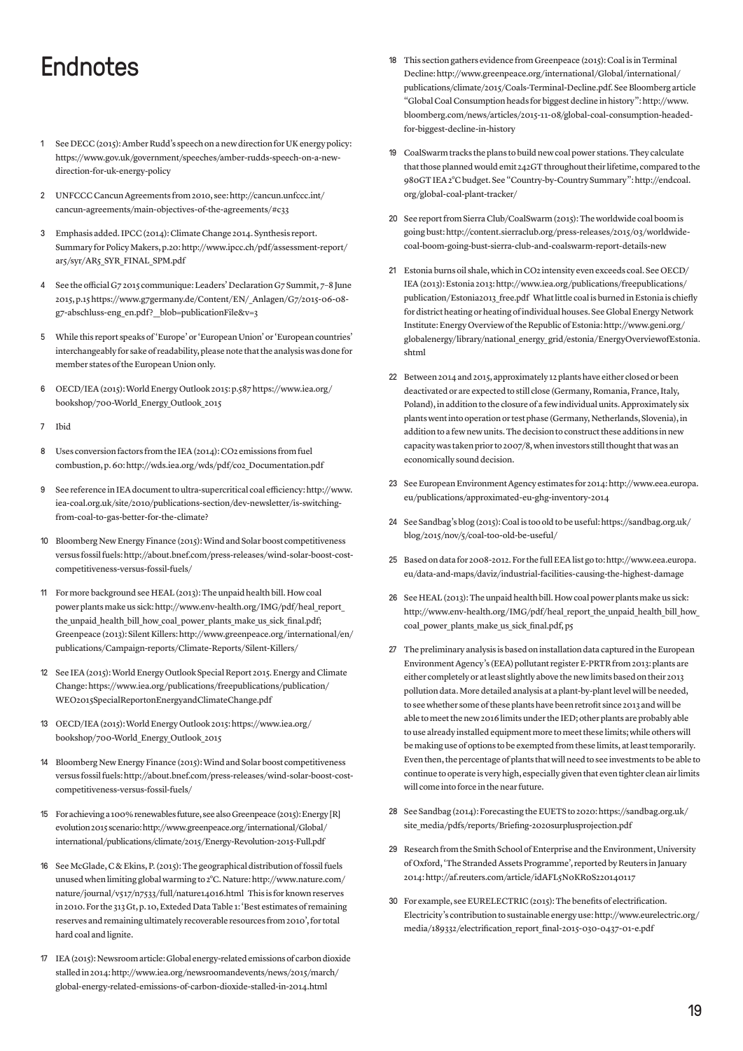# Endnotes

1. See DECC (2015): Amber Rudd's speech on a new direction for UK energy policy: https://www.gov.uk/government/speeches/amber-rudds-speech-on-a-new-direction-for-uk-energy-policy

2. UNFCCC Cancun Agreements from 2010, see: http://cancun.unfccc.int/cancun-agreements/main-objectives-of-the-agreements/#c33

3. Emphasis added. IPCC (2014): Climate Change 2014. Synthesis report. Summary for Policy Makers, p.20: http://www.ipcc.ch/pdf/assessment-report/ar5/syr/AR5_SYR_FINAL_SPM.pdf

4. See the official G7 2015 communique: Leaders' Declaration G7 Summit, 7–8 June 2015, p.15 https://www.g7germany.de/Content/EN/_Anlagen/G7/2015-06-08-g7-abschluss-eng_en.pdf?__blob=publicationFile&v=3

5. While this report speaks of 'Europe' or 'European Union' or 'European countries' interchangeably for sake of readability, please note that the analysis was done for member states of the European Union only.

6. OECD/IEA (2015): World Energy Outlook 2015: p.587 https://www.iea.org/bookshop/700-World_Energy_Outlook_2015

7. Ibid

8. Uses conversion factors from the IEA (2014): CO2 emissions from fuel combustion, p. 60: http://wds.iea.org/wds/pdf/co2_Documentation.pdf

9. See reference in IEA document to ultra-supercritical coal efficiency: http://www.iea-coal.org.uk/site/2010/publications-section/dev-newsletter/is-switching-from-coal-to-gas-better-for-the-climate?

10. Bloomberg New Energy Finance (2015): Wind and Solar boost competitiveness versus fossil fuels: http://about.bnef.com/press-releases/wind-solar-boost-cost-competitiveness-versus-fossil-fuels/

11. For more background see HEAL (2013): The unpaid health bill. How coal power plants make us sick: http://www.env-health.org/IMG/pdf/heal_report_the_unpaid_health_bill_how_coal_power_plants_make_us_sick_final.pdf; Greenpeace (2013): Silent Killers: http://www.greenpeace.org/international/en/publications/Campaign-reports/Climate-Reports/Silent-Killers/

12. See IEA (2015): World Energy Outlook Special Report 2015. Energy and Climate Change: https://www.iea.org/publications/freepublications/publication/WEO2015SpecialReportonEnergyandClimateChange.pdf

13. OECD/IEA (2015): World Energy Outlook 2015: https://www.iea.org/bookshop/700-World_Energy_Outlook_2015

14. Bloomberg New Energy Finance (2015): Wind and Solar boost competitiveness versus fossil fuels: http://about.bnef.com/press-releases/wind-solar-boost-cost-competitiveness-versus-fossil-fuels/

15. For achieving a 100% renewables future, see also Greenpeace (2015): Energy [R] evolution 2015 scenario: http://www.greenpeace.org/international/Global/international/publications/climate/2015/Energy-Revolution-2015-Full.pdf

16. See McGlade, C & Ekins, P. (2015): The geographical distribution of fossil fuels unused when limiting global warming to 2°C. Nature: http://www.nature.com/nature/journal/v517/n7533/full/nature14016.html This is for known reserves in 2010. For the 313 Gt, p. 10, Exteded Data Table 1: 'Best estimates of remaining reserves and remaining ultimately recoverable resources from 2010', for total hard coal and lignite.

17. IEA (2015): Newsroom article: Global energy-related emissions of carbon dioxide stalled in 2014: http://www.iea.org/newsroomandevents/news/2015/march/global-energy-related-emissions-of-carbon-dioxide-stalled-in-2014.html

18. This section gathers evidence from Greenpeace (2015): Coal is in Terminal Decline: http://www.greenpeace.org/international/Global/international/publications/climate/2015/Coals-Terminal-Decline.pdf. See Bloomberg article "Global Coal Consumption heads for biggest decline in history": http://www.bloomberg.com/news/articles/2015-11-08/global-coal-consumption-headed-for-biggest-decline-in-history

19. CoalSwarm tracks the plans to build new coal power stations. They calculate that those planned would emit 242GT throughout their lifetime, compared to the 980GT IEA 2°C budget. See "Country-by-Country Summary": http://endcoal.org/global-coal-plant-tracker/

20. See report from Sierra Club/CoalSwarm (2015): The worldwide coal boom is going bust: http://content.sierraclub.org/press-releases/2015/03/worldwide-coal-boom-going-bust-sierra-club-and-coalswarm-report-details-new

21. Estonia burns oil shale, which in CO2 intensity even exceeds coal. See OECD/IEA (2013): Estonia 2013: http://www.iea.org/publications/freepublications/publication/Estonia2013_free.pdf What little coal is burned in Estonia is chiefly for district heating or heating of individual houses. See Global Energy Network Institute: Energy Overview of the Republic of Estonia: http://www.geni.org/globalenergy/library/national_energy_grid/estonia/EnergyOverviewofEstonia.shtml

22. Between 2014 and 2015, approximately 12 plants have either closed or been deactivated or are expected to still close (Germany, Romania, France, Italy, Poland), in addition to the closure of a few individual units. Approximately six plants went into operation or test phase (Germany, Netherlands, Slovenia), in addition to a few new units. The decision to construct these additions in new capacity was taken prior to 2007/8, when investors still thought that was an economically sound decision.

23. See European Environment Agency estimates for 2014: http://www.eea.europa.eu/publications/approximated-eu-ghg-inventory-2014

24. See Sandbag's blog (2015): Coal is too old to be useful: https://sandbag.org.uk/blog/2015/nov/5/coal-too-old-be-useful/

25. Based on data for 2008-2012. For the full EEA list go to: http://www.eea.europa.eu/data-and-maps/daviz/industrial-facilities-causing-the-highest-damage

26. See HEAL (2013): The unpaid health bill. How coal power plants make us sick: http://www.env-health.org/IMG/pdf/heal_report_the_unpaid_health_bill_how_coal_power_plants_make_us_sick_final.pdf, p5

27. The preliminary analysis is based on installation data captured in the European Environment Agency's (EEA) pollutant register E-PRTR from 2013: plants are either completely or at least slightly above the new limits based on their 2013 pollution data. More detailed analysis at a plant-by-plant level will be needed, to see whether some of these plants have been retrofit since 2013 and will be able to meet the new 2016 limits under the IED; other plants are probably able to use already installed equipment more to meet these limits; while others will be making use of options to be exempted from these limits, at least temporarily. Even then, the percentage of plants that will need to see investments to be able to continue to operate is very high, especially given that even tighter clean air limits will come into force in the near future.

28. See Sandbag (2014): Forecasting the EU ETS to 2020: https://sandbag.org.uk/site_media/pdfs/reports/Briefing-2020surplusprojection.pdf

29. Research from the Smith School of Enterprise and the Environment, University of Oxford, 'The Stranded Assets Programme', reported by Reuters in January 2014: http://af.reuters.com/article/idAFL5N0KR0S220140117

30. For example, see EURELECTRIC (2015): The benefits of electrification. Electricity's contribution to sustainable energy use: http://www.eurelectric.org/media/189332/electrification_report_final-2015-030-0437-01-e.pdf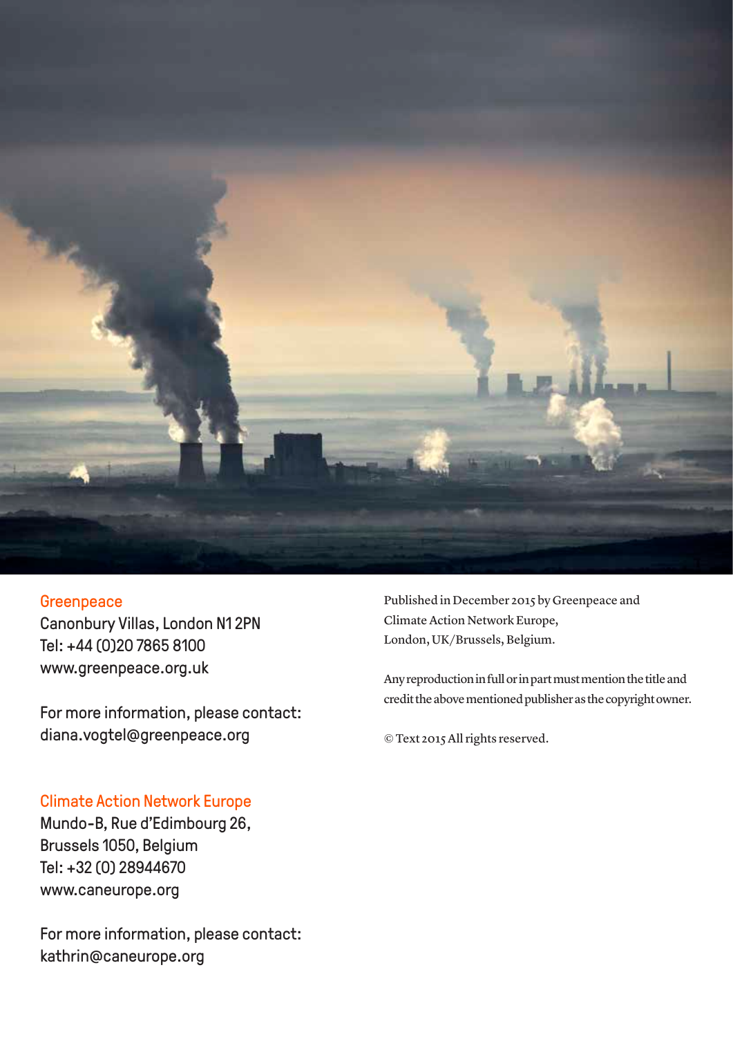**Greenpeace**
Canonbury Villas, London N1 2PN
Tel: +44 (0)20 7865 8100
www.greenpeace.org.uk

For more information, please contact:
diana.vogtel@greenpeace.org

**Climate Action Network Europe**
Mundo-B, Rue d'Edimbourg 26,
Brussels 1050, Belgium
Tel: +32 (0) 28944670
www.caneurope.org

For more information, please contact:
kathrin@caneurope.org

Published in December 2015 by Greenpeace and Climate Action Network Europe, London, UK/Brussels, Belgium.

Any reproduction in full or in part must mention the title and credit the above mentioned publisher as the copyright owner.

© Text 2015 All rights reserved.